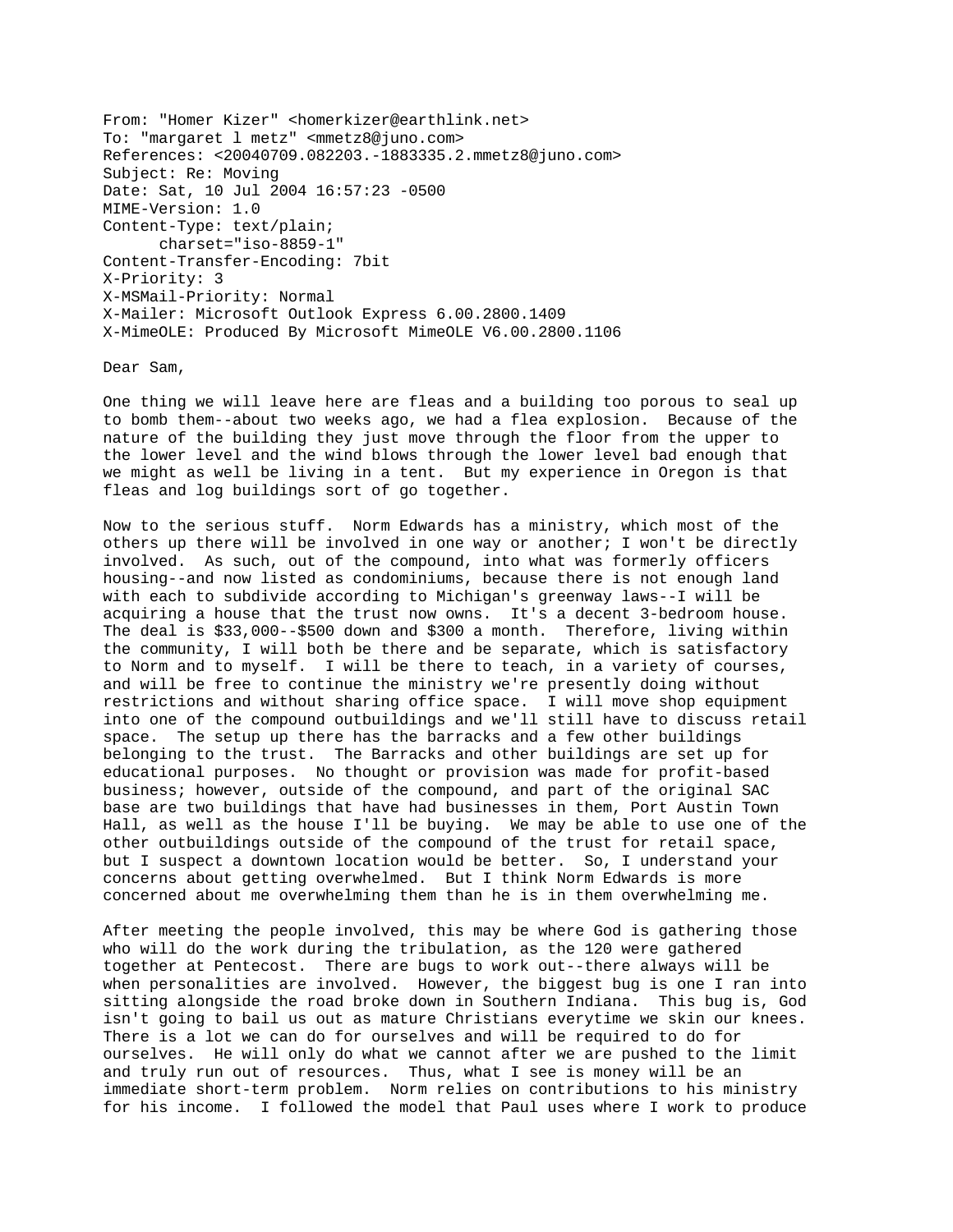From: "Homer Kizer" <homerkizer@earthlink.net>
To: "margaret l metz" <mmetz8@juno.com>
References: <20040709.082203.-1883335.2.mmetz8@juno.com>
Subject: Re: Moving
Date: Sat, 10 Jul 2004 16:57:23 -0500
MIME-Version: 1.0
Content-Type: text/plain;
charset="iso-8859-1"
Content-Transfer-Encoding: 7bit
X-Priority: 3
X-MSMail-Priority: Normal
X-Mailer: Microsoft Outlook Express 6.00.2800.1409
X-MimeOLE: Produced By Microsoft MimeOLE V6.00.2800.1106

Dear Sam,

One thing we will leave here are fleas and a building too porous to seal up to bomb them--about two weeks ago, we had a flea explosion. Because of the nature of the building they just move through the floor from the upper to the lower level and the wind blows through the lower level bad enough that we might as well be living in a tent. But my experience in Oregon is that fleas and log buildings sort of go together.

Now to the serious stuff. Norm Edwards has a ministry, which most of the others up there will be involved in one way or another; I won't be directly involved. As such, out of the compound, into what was formerly officers housing--and now listed as condominiums, because there is not enough land with each to subdivide according to Michigan's greenway laws--I will be acquiring a house that the trust now owns. It's a decent 3-bedroom house. The deal is $33,000--$500 down and $300 a month. Therefore, living within the community, I will both be there and be separate, which is satisfactory to Norm and to myself. I will be there to teach, in a variety of courses, and will be free to continue the ministry we're presently doing without restrictions and without sharing office space. I will move shop equipment into one of the compound outbuildings and we'll still have to discuss retail space. The setup up there has the barracks and a few other buildings belonging to the trust. The Barracks and other buildings are set up for educational purposes. No thought or provision was made for profit-based business; however, outside of the compound, and part of the original SAC base are two buildings that have had businesses in them, Port Austin Town Hall, as well as the house I'll be buying. We may be able to use one of the other outbuildings outside of the compound of the trust for retail space, but I suspect a downtown location would be better. So, I understand your concerns about getting overwhelmed. But I think Norm Edwards is more concerned about me overwhelming them than he is in them overwhelming me.

After meeting the people involved, this may be where God is gathering those who will do the work during the tribulation, as the 120 were gathered together at Pentecost. There are bugs to work out--there always will be when personalities are involved. However, the biggest bug is one I ran into sitting alongside the road broke down in Southern Indiana. This bug is, God isn't going to bail us out as mature Christians everytime we skin our knees. There is a lot we can do for ourselves and will be required to do for ourselves. He will only do what we cannot after we are pushed to the limit and truly run out of resources. Thus, what I see is money will be an immediate short-term problem. Norm relies on contributions to his ministry for his income. I followed the model that Paul uses where I work to produce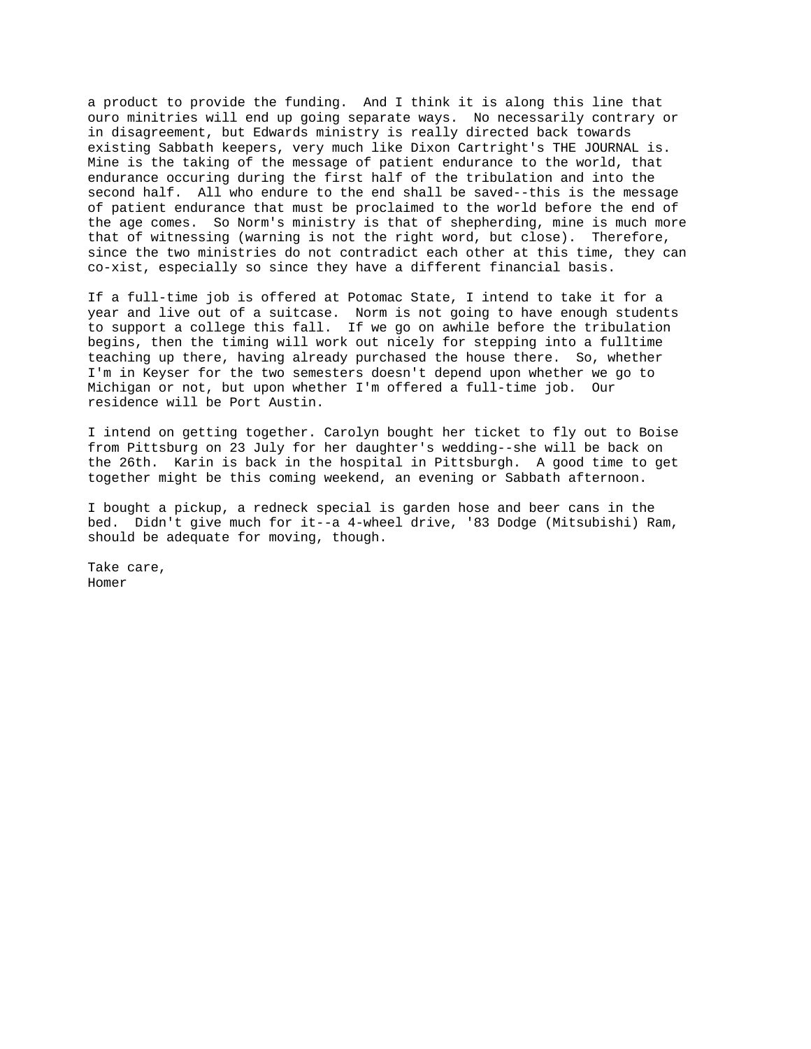a product to provide the funding. And I think it is along this line that ouro minitries will end up going separate ways. No necessarily contrary or in disagreement, but Edwards ministry is really directed back towards existing Sabbath keepers, very much like Dixon Cartright's THE JOURNAL is. Mine is the taking of the message of patient endurance to the world, that endurance occuring during the first half of the tribulation and into the second half. All who endure to the end shall be saved--this is the message of patient endurance that must be proclaimed to the world before the end of the age comes. So Norm's ministry is that of shepherding, mine is much more that of witnessing (warning is not the right word, but close). Therefore, since the two ministries do not contradict each other at this time, they can co-xist, especially so since they have a different financial basis.

If a full-time job is offered at Potomac State, I intend to take it for a year and live out of a suitcase. Norm is not going to have enough students to support a college this fall. If we go on awhile before the tribulation begins, then the timing will work out nicely for stepping into a fulltime teaching up there, having already purchased the house there. So, whether I'm in Keyser for the two semesters doesn't depend upon whether we go to Michigan or not, but upon whether I'm offered a full-time job. Our residence will be Port Austin.

I intend on getting together. Carolyn bought her ticket to fly out to Boise from Pittsburg on 23 July for her daughter's wedding--she will be back on the 26th. Karin is back in the hospital in Pittsburgh. A good time to get together might be this coming weekend, an evening or Sabbath afternoon.

I bought a pickup, a redneck special is garden hose and beer cans in the bed. Didn't give much for it--a 4-wheel drive, '83 Dodge (Mitsubishi) Ram, should be adequate for moving, though.

Take care,
Homer